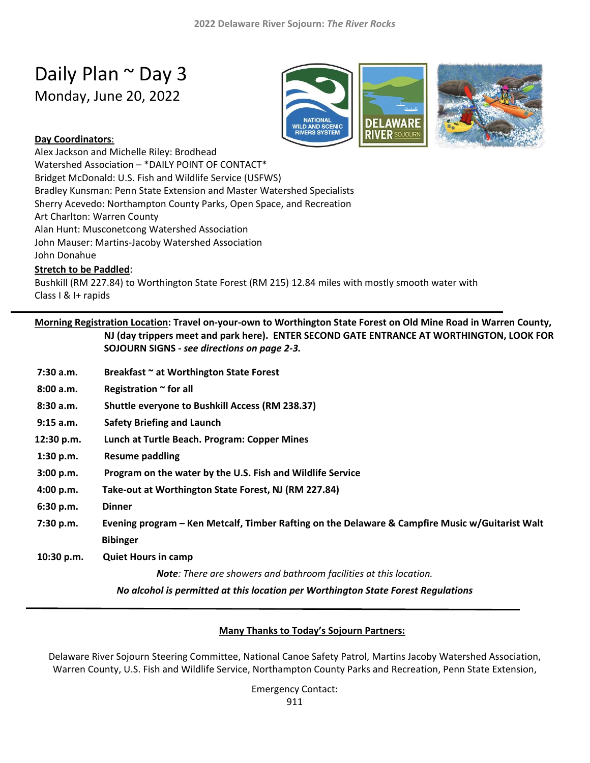# Daily Plan ~ Day 3

Monday, June 20, 2022

**Day Coordinators**:

Alex Jackson and Michelle Riley: Brodhead Watershed Association – *DAILY POINT OF CONTACT*
Bridget McDonald: U.S. Fish and Wildlife Service (USFWS)
Bradley Kunsman: Penn State Extension and Master Watershed Specialists
Sherry Acevedo: Northampton County Parks, Open Space, and Recreation
Art Charlton: Warren County
Alan Hunt: Musconetcong Watershed Association
John Mauser: Martins-Jacoby Watershed Association
John Donahue

**Stretch to be Paddled**:

Bushkill (RM 227.84) to Worthington State Forest (RM 215) 12.84 miles with mostly smooth water with Class I & I+ rapids

---

**Morning Registration Location: Travel on-your-own to Worthington State Forest on Old Mine Road in Warren County, NJ (day trippers meet and park here). ENTER SECOND GATE ENTRANCE AT WORTHINGTON, LOOK FOR SOJOURN SIGNS - *see directions on page 2-3.***

| | |
|---|---|
| **7:30 a.m.** | **Breakfast ~ at Worthington State Forest** |
| **8:00 a.m.** | **Registration ~ for all** |
| **8:30 a.m.** | **Shuttle everyone to Bushkill Access (RM 238.37)** |
| **9:15 a.m.** | **Safety Briefing and Launch** |
| **12:30 p.m.** | **Lunch at Turtle Beach. Program: Copper Mines** |
| **1:30 p.m.** | **Resume paddling** |
| **3:00 p.m.** | **Program on the water by the U.S. Fish and Wildlife Service** |
| **4:00 p.m.** | **Take-out at Worthington State Forest, NJ (RM 227.84)** |
| **6:30 p.m.** | **Dinner** |
| **7:30 p.m.** | **Evening program – Ken Metcalf, Timber Rafting on the Delaware & Campfire Music w/Guitarist Walt Bibinger** |
| **10:30 p.m.** | **Quiet Hours in camp** |

***Note**: There are showers and bathroom facilities at this location.*

***No alcohol is permitted at this location per Worthington State Forest Regulations***

---

**Many Thanks to Today's Sojourn Partners:**

Delaware River Sojourn Steering Committee, National Canoe Safety Patrol, Martins Jacoby Watershed Association, Warren County, U.S. Fish and Wildlife Service, Northampton County Parks and Recreation, Penn State Extension,

Emergency Contact:
911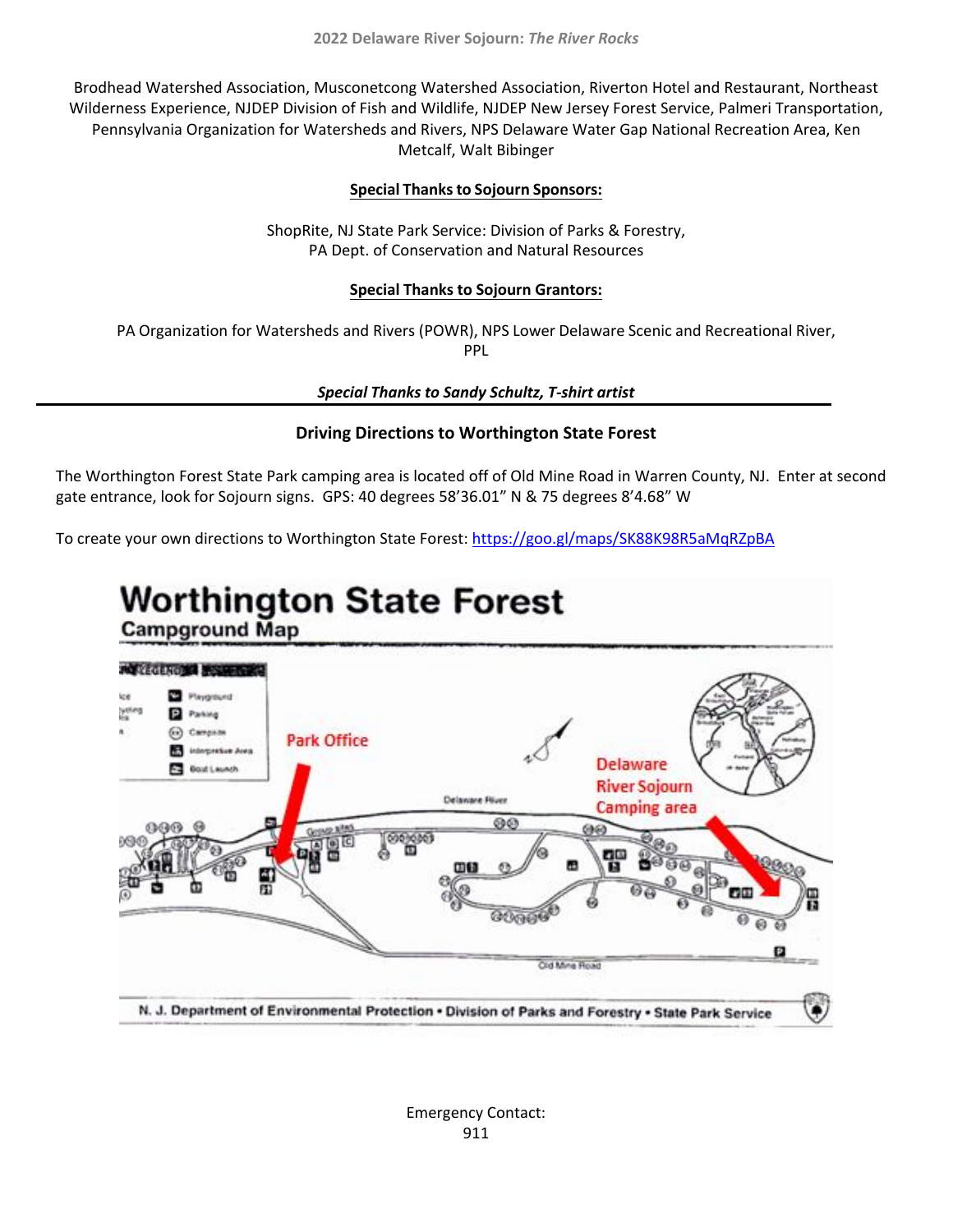Brodhead Watershed Association, Musconetcong Watershed Association, Riverton Hotel and Restaurant, Northeast Wilderness Experience, NJDEP Division of Fish and Wildlife, NJDEP New Jersey Forest Service, Palmeri Transportation, Pennsylvania Organization for Watersheds and Rivers, NPS Delaware Water Gap National Recreation Area, Ken Metcalf, Walt Bibinger

**Special Thanks to Sojourn Sponsors:**

ShopRite, NJ State Park Service: Division of Parks & Forestry,
PA Dept. of Conservation and Natural Resources

**Special Thanks to Sojourn Grantors:**

PA Organization for Watersheds and Rivers (POWR), NPS Lower Delaware Scenic and Recreational River, PPL

***Special Thanks to Sandy Schultz, T-shirt artist***

---

## Driving Directions to Worthington State Forest

The Worthington Forest State Park camping area is located off of Old Mine Road in Warren County, NJ. Enter at second gate entrance, look for Sojourn signs. GPS: 40 degrees 58'36.01" N & 75 degrees 8'4.68" W

To create your own directions to Worthington State Forest: https://goo.gl/maps/SK88K98R5aMqRZpBA

# Worthington State Forest

## Campground Map

Park Office

Delaware River Sojourn Camping area

N. J. Department of Environmental Protection • Division of Parks and Forestry • State Park Service

Emergency Contact:
911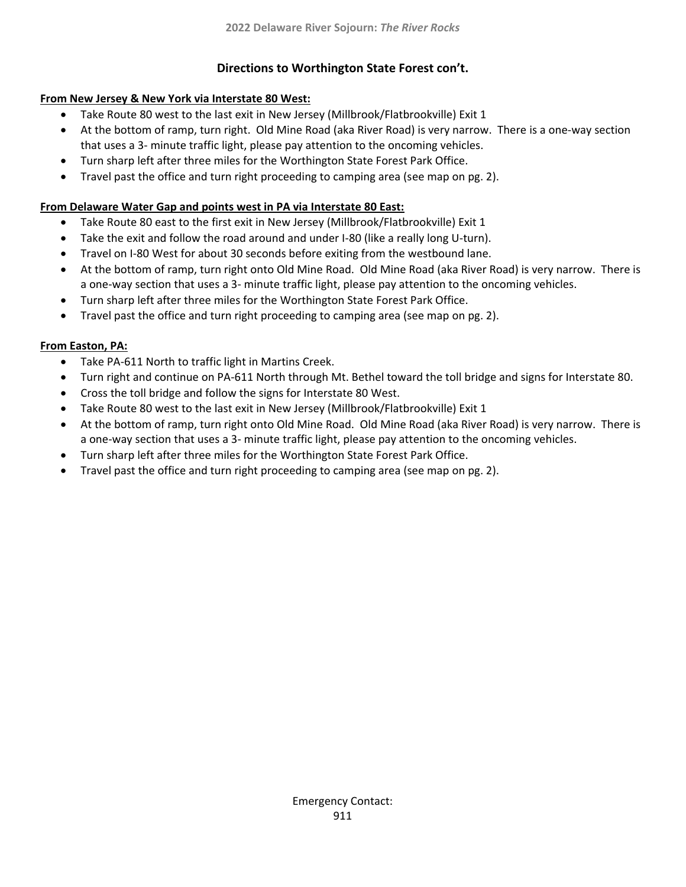## Directions to Worthington State Forest con't.

**From New Jersey & New York via Interstate 80 West:**

- Take Route 80 west to the last exit in New Jersey (Millbrook/Flatbrookville) Exit 1
- At the bottom of ramp, turn right. Old Mine Road (aka River Road) is very narrow. There is a one-way section that uses a 3- minute traffic light, please pay attention to the oncoming vehicles.
- Turn sharp left after three miles for the Worthington State Forest Park Office.
- Travel past the office and turn right proceeding to camping area (see map on pg. 2).

**From Delaware Water Gap and points west in PA via Interstate 80 East:**

- Take Route 80 east to the first exit in New Jersey (Millbrook/Flatbrookville) Exit 1
- Take the exit and follow the road around and under I-80 (like a really long U-turn).
- Travel on I-80 West for about 30 seconds before exiting from the westbound lane.
- At the bottom of ramp, turn right onto Old Mine Road. Old Mine Road (aka River Road) is very narrow. There is a one-way section that uses a 3- minute traffic light, please pay attention to the oncoming vehicles.
- Turn sharp left after three miles for the Worthington State Forest Park Office.
- Travel past the office and turn right proceeding to camping area (see map on pg. 2).

**From Easton, PA:**

- Take PA-611 North to traffic light in Martins Creek.
- Turn right and continue on PA-611 North through Mt. Bethel toward the toll bridge and signs for Interstate 80.
- Cross the toll bridge and follow the signs for Interstate 80 West.
- Take Route 80 west to the last exit in New Jersey (Millbrook/Flatbrookville) Exit 1
- At the bottom of ramp, turn right onto Old Mine Road. Old Mine Road (aka River Road) is very narrow. There is a one-way section that uses a 3- minute traffic light, please pay attention to the oncoming vehicles.
- Turn sharp left after three miles for the Worthington State Forest Park Office.
- Travel past the office and turn right proceeding to camping area (see map on pg. 2).

Emergency Contact:
911